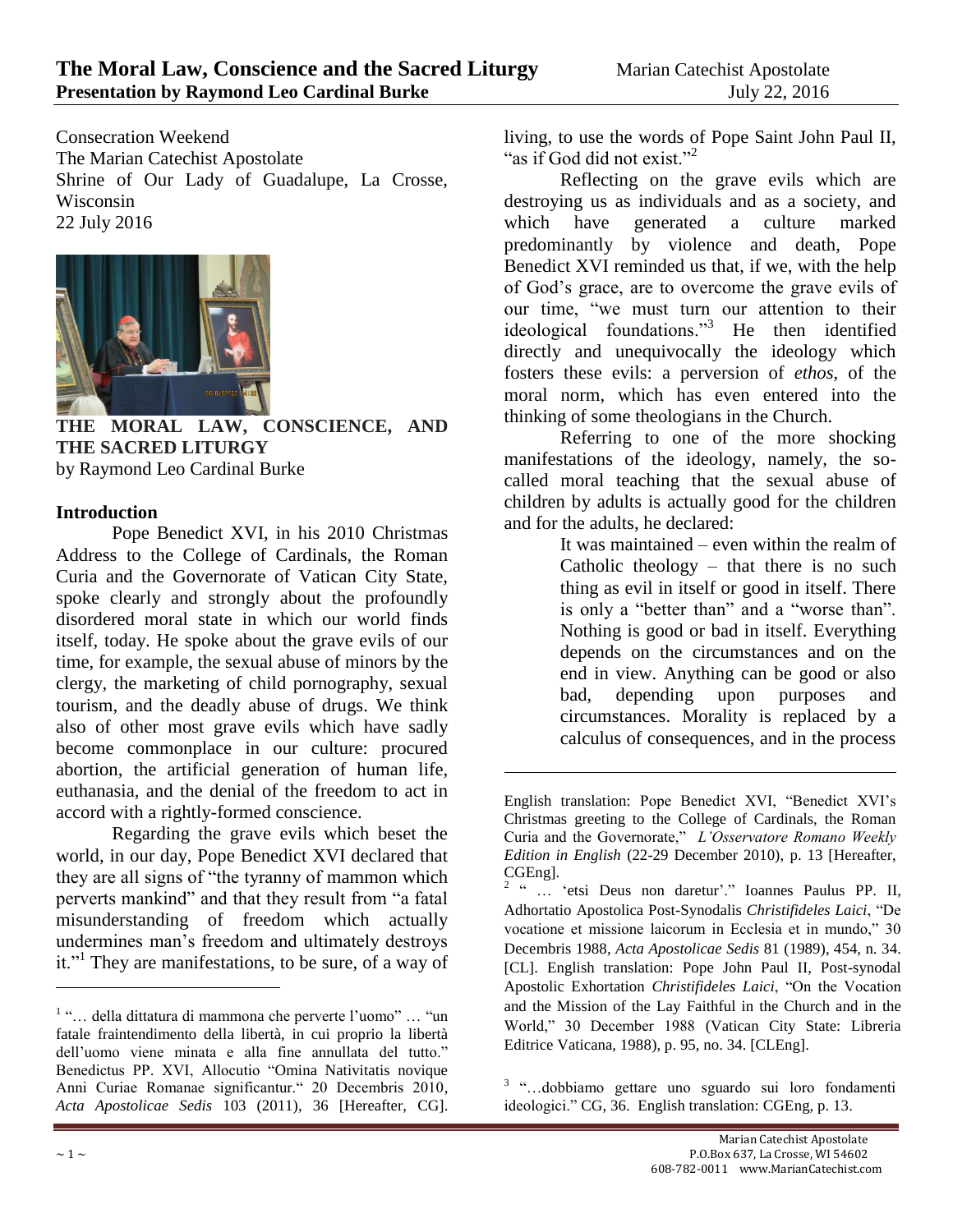Consecration Weekend
The Marian Catechist Apostolate
Shrine of Our Lady of Guadalupe, La Crosse, Wisconsin
22 July 2016

**THE MORAL LAW, CONSCIENCE, AND THE SACRED LITURGY**
by Raymond Leo Cardinal Burke

## Introduction

Pope Benedict XVI, in his 2010 Christmas Address to the College of Cardinals, the Roman Curia and the Governorate of Vatican City State, spoke clearly and strongly about the profoundly disordered moral state in which our world finds itself, today. He spoke about the grave evils of our time, for example, the sexual abuse of minors by the clergy, the marketing of child pornography, sexual tourism, and the deadly abuse of drugs. We think also of other most grave evils which have sadly become commonplace in our culture: procured abortion, the artificial generation of human life, euthanasia, and the denial of the freedom to act in accord with a rightly-formed conscience.

Regarding the grave evils which beset the world, in our day, Pope Benedict XVI declared that they are all signs of "the tyranny of mammon which perverts mankind" and that they result from "a fatal misunderstanding of freedom which actually undermines man's freedom and ultimately destroys it."[1] They are manifestations, to be sure, of a way of living, to use the words of Pope Saint John Paul II, "as if God did not exist."[2]

Reflecting on the grave evils which are destroying us as individuals and as a society, and which have generated a culture marked predominantly by violence and death, Pope Benedict XVI reminded us that, if we, with the help of God's grace, are to overcome the grave evils of our time, "we must turn our attention to their ideological foundations."[3] He then identified directly and unequivocally the ideology which fosters these evils: a perversion of *ethos*, of the moral norm, which has even entered into the thinking of some theologians in the Church.

Referring to one of the more shocking manifestations of the ideology, namely, the so-called moral teaching that the sexual abuse of children by adults is actually good for the children and for the adults, he declared:

> It was maintained – even within the realm of Catholic theology – that there is no such thing as evil in itself or good in itself. There is only a "better than" and a "worse than". Nothing is good or bad in itself. Everything depends on the circumstances and on the end in view. Anything can be good or also bad, depending upon purposes and circumstances. Morality is replaced by a calculus of consequences, and in the process

---

[1] "… della dittatura di mammona che perverte l'uomo" … "un fatale fraintendimento della libertà, in cui proprio la libertà dell'uomo viene minata e alla fine annullata del tutto." Benedictus PP. XVI, Allocutio "Omina Nativitatis novique Anni Curiae Romanae significantur." 20 Decembris 2010, *Acta Apostolicae Sedis* 103 (2011), 36 [Hereafter, CG]. English translation: Pope Benedict XVI, "Benedict XVI's Christmas greeting to the College of Cardinals, the Roman Curia and the Governorate," *L'Osservatore Romano Weekly Edition in English* (22-29 December 2010), p. 13 [Hereafter, CGEng].

[2] " … 'etsi Deus non daretur'." Ioannes Paulus PP. II, Adhortatio Apostolica Post-Synodalis *Christifideles Laici*, "De vocatione et missione laicorum in Ecclesia et in mundo," 30 Decembris 1988, *Acta Apostolicae Sedis* 81 (1989), 454, n. 34. [CL]. English translation: Pope John Paul II, Post-synodal Apostolic Exhortation *Christifideles Laici*, "On the Vocation and the Mission of the Lay Faithful in the Church and in the World," 30 December 1988 (Vatican City State: Libreria Editrice Vaticana, 1988), p. 95, no. 34. [CLEng].

[3] "…dobbiamo gettare uno sguardo sui loro fondamenti ideologici." CG, 36. English translation: CGEng, p. 13.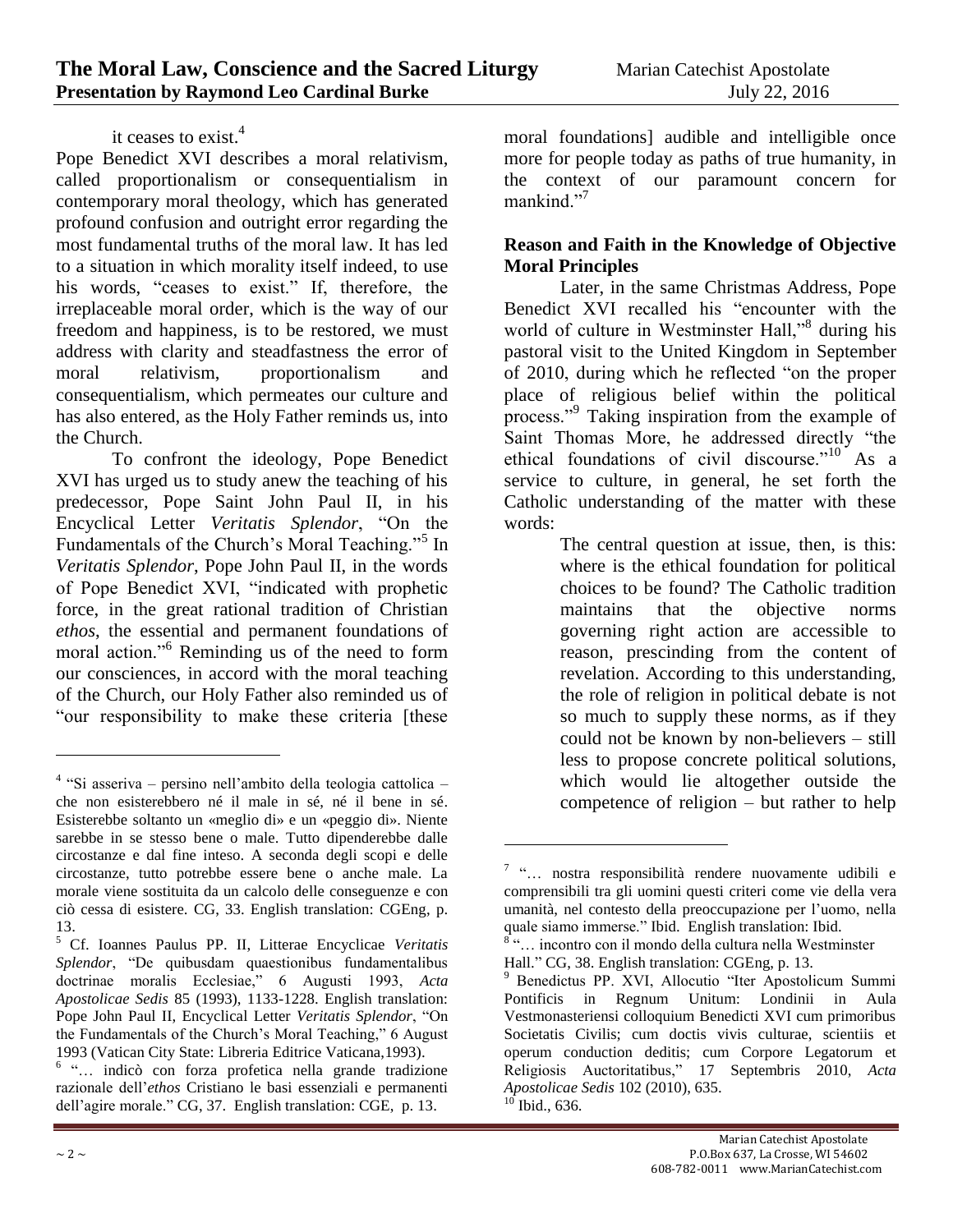it ceases to exist.[4]

Pope Benedict XVI describes a moral relativism, called proportionalism or consequentialism in contemporary moral theology, which has generated profound confusion and outright error regarding the most fundamental truths of the moral law. It has led to a situation in which morality itself indeed, to use his words, "ceases to exist." If, therefore, the irreplaceable moral order, which is the way of our freedom and happiness, is to be restored, we must address with clarity and steadfastness the error of moral relativism, proportionalism and consequentialism, which permeates our culture and has also entered, as the Holy Father reminds us, into the Church.

To confront the ideology, Pope Benedict XVI has urged us to study anew the teaching of his predecessor, Pope Saint John Paul II, in his Encyclical Letter *Veritatis Splendor*, "On the Fundamentals of the Church's Moral Teaching."[5] In *Veritatis Splendor*, Pope John Paul II, in the words of Pope Benedict XVI, "indicated with prophetic force, in the great rational tradition of Christian *ethos*, the essential and permanent foundations of moral action."[6] Reminding us of the need to form our consciences, in accord with the moral teaching of the Church, our Holy Father also reminded us of "our responsibility to make these criteria [these moral foundations] audible and intelligible once more for people today as paths of true humanity, in the context of our paramount concern for mankind."[7]

## Reason and Faith in the Knowledge of Objective Moral Principles

Later, in the same Christmas Address, Pope Benedict XVI recalled his "encounter with the world of culture in Westminster Hall,"[8] during his pastoral visit to the United Kingdom in September of 2010, during which he reflected "on the proper place of religious belief within the political process."[9] Taking inspiration from the example of Saint Thomas More, he addressed directly "the ethical foundations of civil discourse."[10] As a service to culture, in general, he set forth the Catholic understanding of the matter with these words:

> The central question at issue, then, is this: where is the ethical foundation for political choices to be found? The Catholic tradition maintains that the objective norms governing right action are accessible to reason, prescinding from the content of revelation. According to this understanding, the role of religion in political debate is not so much to supply these norms, as if they could not be known by non-believers – still less to propose concrete political solutions, which would lie altogether outside the competence of religion – but rather to help

---

[4] "Si asseriva – persino nell'ambito della teologia cattolica – che non esisterebbero né il male in sé, né il bene in sé. Esisterebbe soltanto un «meglio di» e un «peggio di». Niente sarebbe in se stesso bene o male. Tutto dipenderebbe dalle circostanze e dal fine inteso. A seconda degli scopi e delle circostanze, tutto potrebbe essere bene o anche male. La morale viene sostituita da un calcolo delle conseguenze e con ciò cessa di esistere. CG, 33. English translation: CGEng, p. 13.

[5] Cf. Ioannes Paulus PP. II, Litterae Encyclicae *Veritatis Splendor*, "De quibusdam quaestionibus fundamentalibus doctrinae moralis Ecclesiae," 6 Augusti 1993, *Acta Apostolicae Sedis* 85 (1993), 1133-1228. English translation: Pope John Paul II, Encyclical Letter *Veritatis Splendor*, "On the Fundamentals of the Church's Moral Teaching," 6 August 1993 (Vatican City State: Libreria Editrice Vaticana,1993).

[6] "… indicò con forza profetica nella grande tradizione razionale dell'*ethos* Cristiano le basi essenziali e permanenti dell'agire morale." CG, 37. English translation: CGE, p. 13.

[7] "… nostra responsibilità rendere nuovamente udibili e comprensibili tra gli uomini questi criteri come vie della vera umanità, nel contesto della preoccupazione per l'uomo, nella quale siamo immerse." Ibid. English translation: Ibid.

[8] "… incontro con il mondo della cultura nella Westminster Hall." CG, 38. English translation: CGEng, p. 13.

[9] Benedictus PP. XVI, Allocutio "Iter Apostolicum Summi Pontificis in Regnum Unitum: Londinii in Aula Vestmonasteriensi colloquium Benedicti XVI cum primoribus Societatis Civilis; cum doctis vivis culturae, scientiis et operum conduction deditis; cum Corpore Legatorum et Religiosis Auctoritatibus," 17 Septembris 2010, *Acta Apostolicae Sedis* 102 (2010), 635.

[10] Ibid., 636.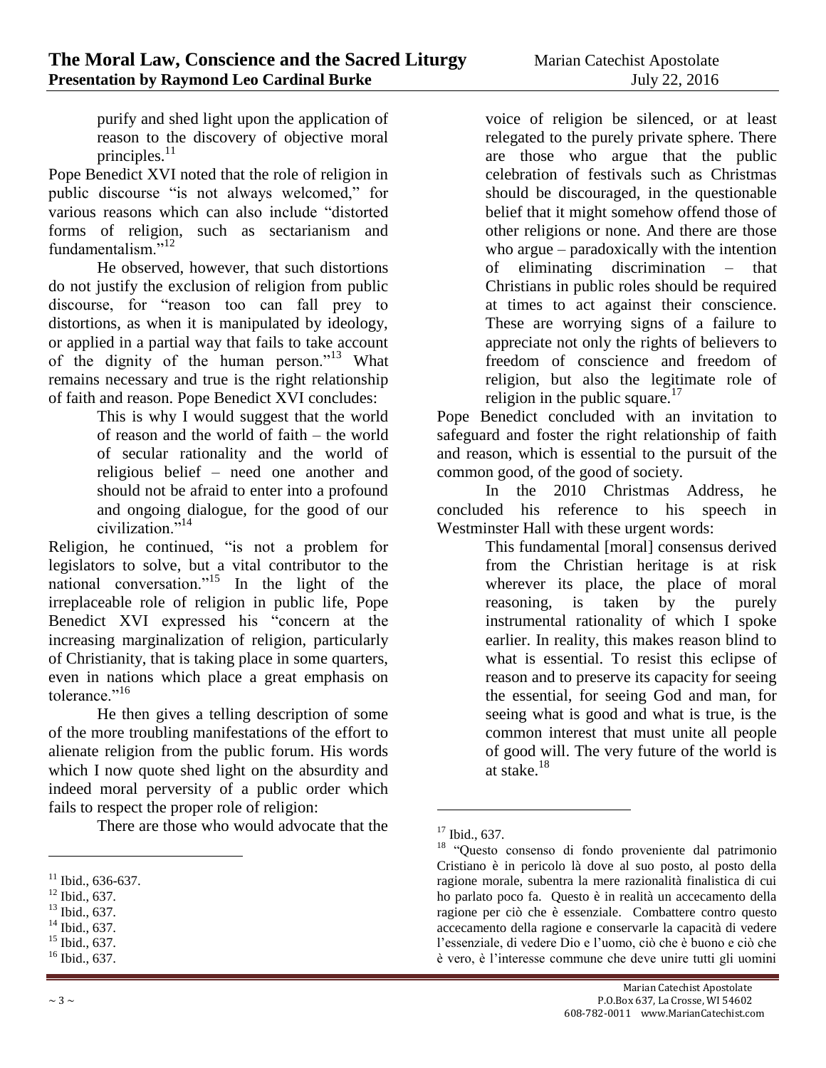> purify and shed light upon the application of reason to the discovery of objective moral principles.[11]

Pope Benedict XVI noted that the role of religion in public discourse "is not always welcomed," for various reasons which can also include "distorted forms of religion, such as sectarianism and fundamentalism."[12]

He observed, however, that such distortions do not justify the exclusion of religion from public discourse, for "reason too can fall prey to distortions, as when it is manipulated by ideology, or applied in a partial way that fails to take account of the dignity of the human person."[13] What remains necessary and true is the right relationship of faith and reason. Pope Benedict XVI concludes:

> This is why I would suggest that the world of reason and the world of faith – the world of secular rationality and the world of religious belief – need one another and should not be afraid to enter into a profound and ongoing dialogue, for the good of our civilization."[14]

Religion, he continued, "is not a problem for legislators to solve, but a vital contributor to the national conversation."[15] In the light of the irreplaceable role of religion in public life, Pope Benedict XVI expressed his "concern at the increasing marginalization of religion, particularly of Christianity, that is taking place in some quarters, even in nations which place a great emphasis on tolerance."[16]

He then gives a telling description of some of the more troubling manifestations of the effort to alienate religion from the public forum. His words which I now quote shed light on the absurdity and indeed moral perversity of a public order which fails to respect the proper role of religion:

> There are those who would advocate that the voice of religion be silenced, or at least relegated to the purely private sphere. There are those who argue that the public celebration of festivals such as Christmas should be discouraged, in the questionable belief that it might somehow offend those of other religions or none. And there are those who argue – paradoxically with the intention of eliminating discrimination – that Christians in public roles should be required at times to act against their conscience. These are worrying signs of a failure to appreciate not only the rights of believers to freedom of conscience and freedom of religion, but also the legitimate role of religion in the public square.[17]

Pope Benedict concluded with an invitation to safeguard and foster the right relationship of faith and reason, which is essential to the pursuit of the common good, of the good of society.

In the 2010 Christmas Address, he concluded his reference to his speech in Westminster Hall with these urgent words:

> This fundamental [moral] consensus derived from the Christian heritage is at risk wherever its place, the place of moral reasoning, is taken by the purely instrumental rationality of which I spoke earlier. In reality, this makes reason blind to what is essential. To resist this eclipse of reason and to preserve its capacity for seeing the essential, for seeing God and man, for seeing what is good and what is true, is the common interest that must unite all people of good will. The very future of the world is at stake.[18]

---

[11] Ibid., 636-637.

[12] Ibid., 637.

[13] Ibid., 637.

[14] Ibid., 637.

[15] Ibid., 637.

[16] Ibid., 637.

[17] Ibid., 637.

[18] "Questo consenso di fondo proveniente dal patrimonio Cristiano è in pericolo là dove al suo posto, al posto della ragione morale, subentra la mere razionalità finalistica di cui ho parlato poco fa. Questo è in realtà un accecamento della ragione per ciò che è essenziale. Combattere contro questo accecamento della ragione e conservarle la capacità di vedere l'essenziale, di vedere Dio e l'uomo, ciò che è buono e ciò che è vero, è l'interesse commune che deve unire tutti gli uomini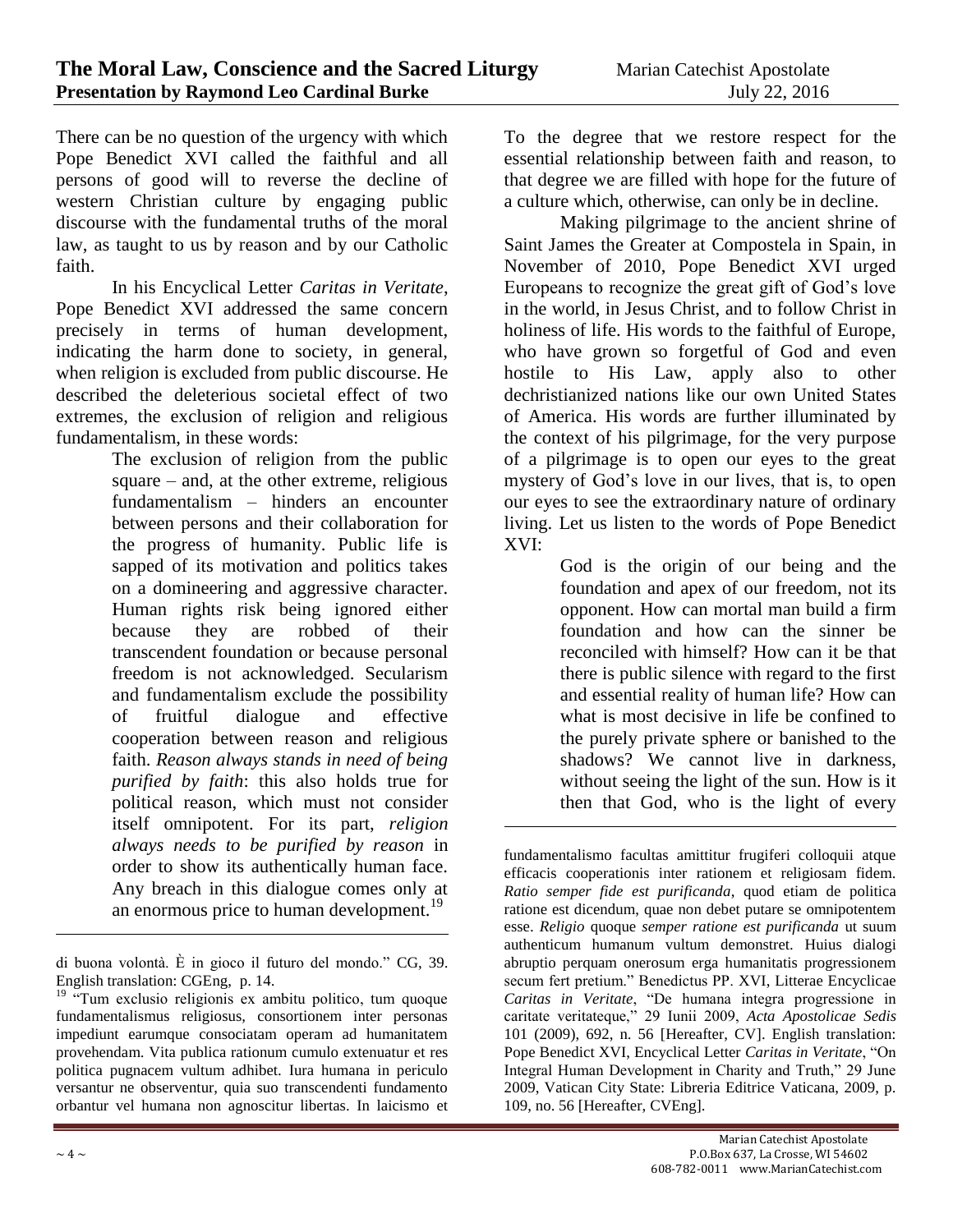There can be no question of the urgency with which Pope Benedict XVI called the faithful and all persons of good will to reverse the decline of western Christian culture by engaging public discourse with the fundamental truths of the moral law, as taught to us by reason and by our Catholic faith.

In his Encyclical Letter *Caritas in Veritate*, Pope Benedict XVI addressed the same concern precisely in terms of human development, indicating the harm done to society, in general, when religion is excluded from public discourse. He described the deleterious societal effect of two extremes, the exclusion of religion and religious fundamentalism, in these words:

> The exclusion of religion from the public square – and, at the other extreme, religious fundamentalism – hinders an encounter between persons and their collaboration for the progress of humanity. Public life is sapped of its motivation and politics takes on a domineering and aggressive character. Human rights risk being ignored either because they are robbed of their transcendent foundation or because personal freedom is not acknowledged. Secularism and fundamentalism exclude the possibility of fruitful dialogue and effective cooperation between reason and religious faith. *Reason always stands in need of being purified by faith*: this also holds true for political reason, which must not consider itself omnipotent. For its part, *religion always needs to be purified by reason* in order to show its authentically human face. Any breach in this dialogue comes only at an enormous price to human development.[19]

To the degree that we restore respect for the essential relationship between faith and reason, to that degree we are filled with hope for the future of a culture which, otherwise, can only be in decline.

Making pilgrimage to the ancient shrine of Saint James the Greater at Compostela in Spain, in November of 2010, Pope Benedict XVI urged Europeans to recognize the great gift of God's love in the world, in Jesus Christ, and to follow Christ in holiness of life. His words to the faithful of Europe, who have grown so forgetful of God and even hostile to His Law, apply also to other dechristianized nations like our own United States of America. His words are further illuminated by the context of his pilgrimage, for the very purpose of a pilgrimage is to open our eyes to the great mystery of God's love in our lives, that is, to open our eyes to see the extraordinary nature of ordinary living. Let us listen to the words of Pope Benedict XVI:

> God is the origin of our being and the foundation and apex of our freedom, not its opponent. How can mortal man build a firm foundation and how can the sinner be reconciled with himself? How can it be that there is public silence with regard to the first and essential reality of human life? How can what is most decisive in life be confined to the purely private sphere or banished to the shadows? We cannot live in darkness, without seeing the light of the sun. How is it then that God, who is the light of every

---

di buona volontà. È in gioco il futuro del mondo." CG, 39. English translation: CGEng, p. 14.

[19] "Tum exclusio religionis ex ambitu politico, tum quoque fundamentalismus religiosus, consortionem inter personas impediunt earumque consociatam operam ad humanitatem provehendam. Vita publica rationum cumulo extenuatur et res politica pugnacem vultum adhibet. Iura humana in periculo versantur ne observentur, quia suo transcendenti fundamento orbantur vel humana non agnoscitur libertas. In laicismo et fundamentalismo facultas amittitur frugiferi colloquii atque efficacis cooperationis inter rationem et religiosam fidem. *Ratio semper fide est purificanda*, quod etiam de politica ratione est dicendum, quae non debet putare se omnipotentem esse. *Religio* quoque *semper ratione est purificanda* ut suum authenticum humanum vultum demonstret. Huius dialogi abruptio perquam onerosum erga humanitatis progressionem secum fert pretium." Benedictus PP. XVI, Litterae Encyclicae *Caritas in Veritate*, "De humana integra progressione in caritate veritateque," 29 Iunii 2009, *Acta Apostolicae Sedis* 101 (2009), 692, n. 56 [Hereafter, CV]. English translation: Pope Benedict XVI, Encyclical Letter *Caritas in Veritate*, "On Integral Human Development in Charity and Truth," 29 June 2009, Vatican City State: Libreria Editrice Vaticana, 2009, p. 109, no. 56 [Hereafter, CVEng].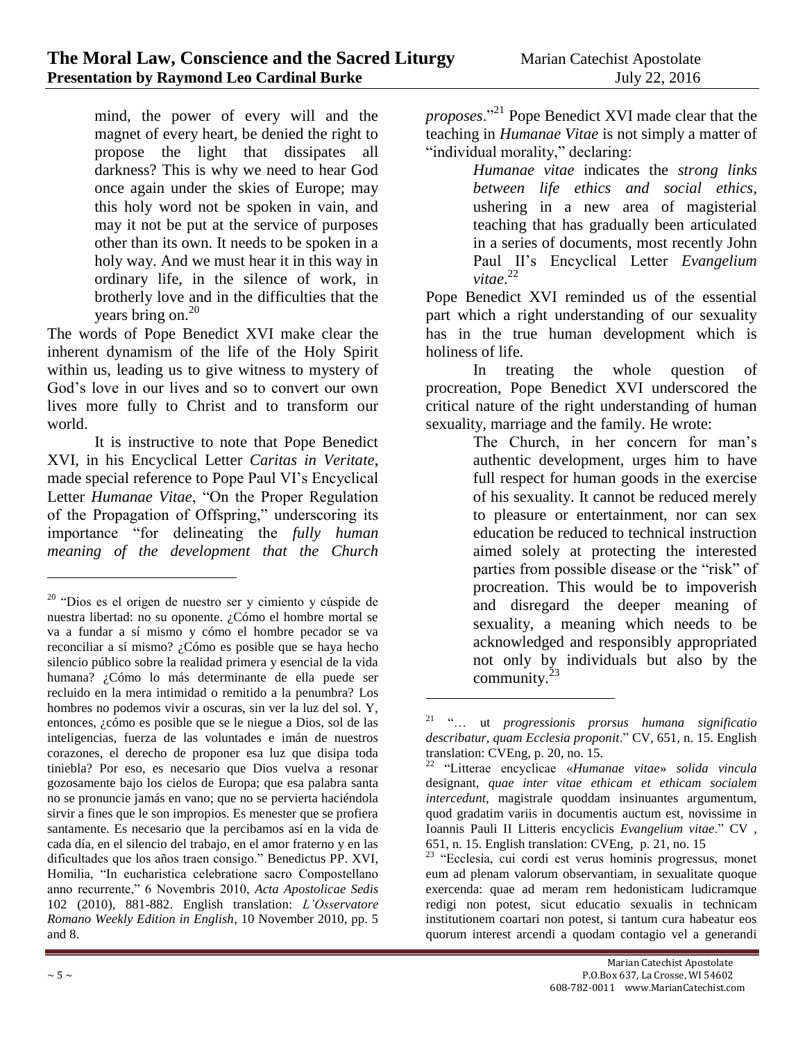mind, the power of every will and the magnet of every heart, be denied the right to propose the light that dissipates all darkness? This is why we need to hear God once again under the skies of Europe; may this holy word not be spoken in vain, and may it not be put at the service of purposes other than its own. It needs to be spoken in a holy way. And we must hear it in this way in ordinary life, in the silence of work, in brotherly love and in the difficulties that the years bring on.[20]

The words of Pope Benedict XVI make clear the inherent dynamism of the life of the Holy Spirit within us, leading us to give witness to mystery of God's love in our lives and so to convert our own lives more fully to Christ and to transform our world.

It is instructive to note that Pope Benedict XVI, in his Encyclical Letter *Caritas in Veritate*, made special reference to Pope Paul VI's Encyclical Letter *Humanae Vitae*, "On the Proper Regulation of the Propagation of Offspring," underscoring its importance "for delineating the *fully human meaning of the development that the Church proposes*."[21] Pope Benedict XVI made clear that the teaching in *Humanae Vitae* is not simply a matter of "individual morality," declaring:

> *Humanae vitae* indicates the *strong links between life ethics and social ethics*, ushering in a new area of magisterial teaching that has gradually been articulated in a series of documents, most recently John Paul II's Encyclical Letter *Evangelium vitae*.[22]

Pope Benedict XVI reminded us of the essential part which a right understanding of our sexuality has in the true human development which is holiness of life.

In treating the whole question of procreation, Pope Benedict XVI underscored the critical nature of the right understanding of human sexuality, marriage and the family. He wrote:

> The Church, in her concern for man's authentic development, urges him to have full respect for human goods in the exercise of his sexuality. It cannot be reduced merely to pleasure or entertainment, nor can sex education be reduced to technical instruction aimed solely at protecting the interested parties from possible disease or the "risk" of procreation. This would be to impoverish and disregard the deeper meaning of sexuality, a meaning which needs to be acknowledged and responsibly appropriated not only by individuals but also by the community.[23]

---

[20] "Dios es el origen de nuestro ser y cimiento y cúspide de nuestra libertad: no su oponente. ¿Cómo el hombre mortal se va a fundar a sí mismo y cómo el hombre pecador se va reconciliar a sí mismo? ¿Cómo es posible que se haya hecho silencio público sobre la realidad primera y esencial de la vida humana? ¿Cómo lo más determinante de ella puede ser recluido en la mera intimidad o remitido a la penumbra? Los hombres no podemos vivir a oscuras, sin ver la luz del sol. Y, entonces, ¿cómo es posible que se le niegue a Dios, sol de las inteligencias, fuerza de las voluntades e imán de nuestros corazones, el derecho de proponer esa luz que disipa toda tiniebla? Por eso, es necesario que Dios vuelva a resonar gozosamente bajo los cielos de Europa; que esa palabra santa no se pronuncie jamás en vano; que no se pervierta haciéndola servir a fines que le son impropios. Es menester que se profiera santamente. Es necesario que la percibamos así en la vida de cada día, en el silencio del trabajo, en el amor fraterno y en las dificultades que los años traen consigo." Benedictus PP. XVI, Homilia, "In eucharistica celebratione sacro Compostellano anno recurrente," 6 Novembris 2010, *Acta Apostolicae Sedis* 102 (2010), 881-882. English translation: *L'Osservatore Romano Weekly Edition in English*, 10 November 2010, pp. 5 and 8.

[21] "… ut *progressionis prorsus humana significatio describatur, quam Ecclesia proponit*." CV, 651, n. 15. English translation: CVEng, p. 20, no. 15.

[22] "Litterae encyclicae «*Humanae vitae*» *solida vincula* designant, *quae inter vitae ethicam et ethicam socialem intercedunt*, magistrale quoddam insinuantes argumentum, quod gradatim variis in documentis auctum est, novissime in Ioannis Pauli II Litteris encyclicis *Evangelium vitae*." CV , 651, n. 15. English translation: CVEng, p. 21, no. 15

[23] "Ecclesia, cui cordi est verus hominis progressus, monet eum ad plenam valorum observantiam, in sexualitate quoque exercenda: quae ad meram rem hedonisticam ludicramque redigi non potest, sicut educatio sexualis in technicam institutionem coartari non potest, si tantum cura habeatur eos quorum interest arcendi a quodam contagio vel a generandi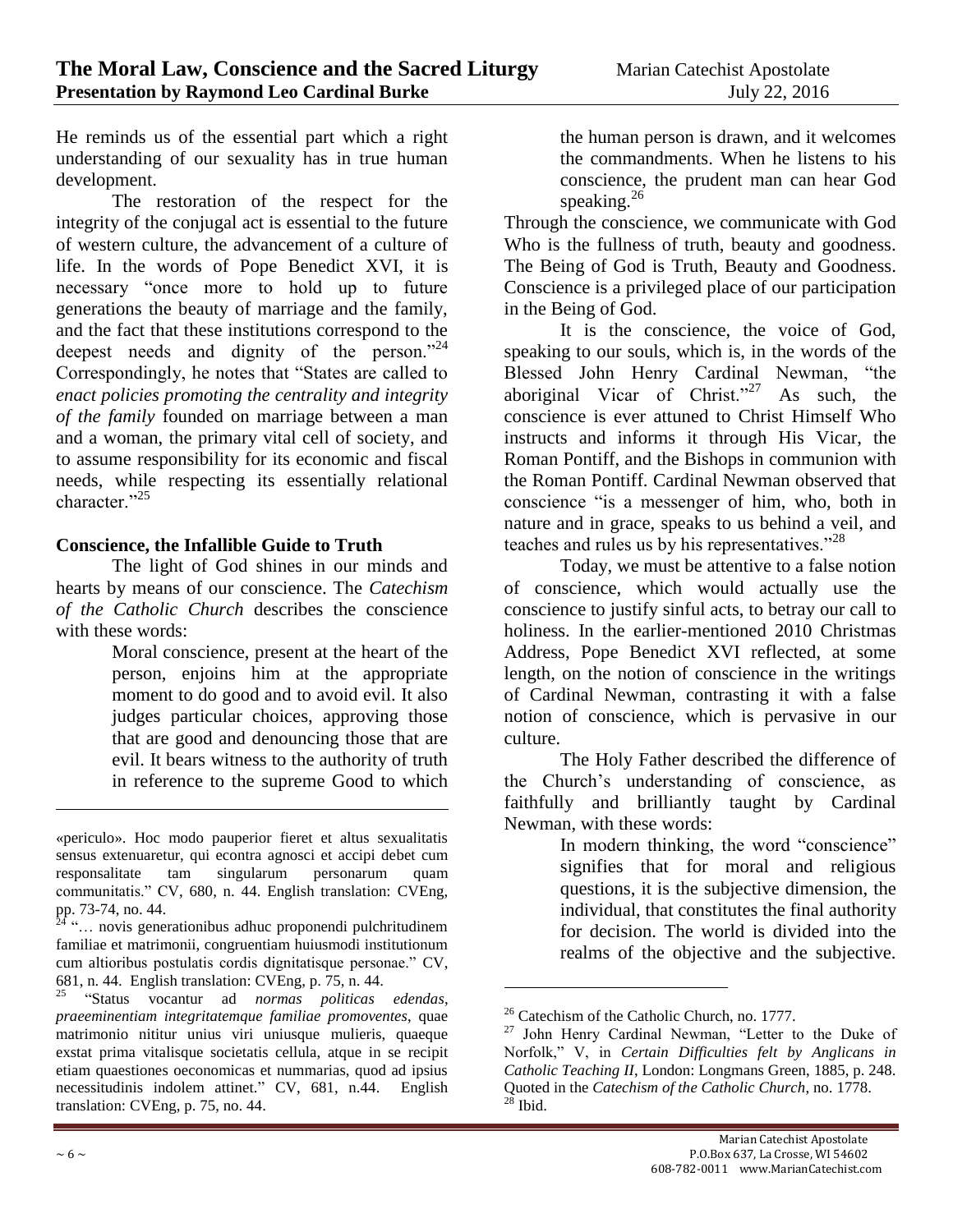He reminds us of the essential part which a right understanding of our sexuality has in true human development.

The restoration of the respect for the integrity of the conjugal act is essential to the future of western culture, the advancement of a culture of life. In the words of Pope Benedict XVI, it is necessary "once more to hold up to future generations the beauty of marriage and the family, and the fact that these institutions correspond to the deepest needs and dignity of the person."[24] Correspondingly, he notes that "States are called to *enact policies promoting the centrality and integrity of the family* founded on marriage between a man and a woman, the primary vital cell of society, and to assume responsibility for its economic and fiscal needs, while respecting its essentially relational character."[25]

**Conscience, the Infallible Guide to Truth**

The light of God shines in our minds and hearts by means of our conscience. The *Catechism of the Catholic Church* describes the conscience with these words:

> Moral conscience, present at the heart of the person, enjoins him at the appropriate moment to do good and to avoid evil. It also judges particular choices, approving those that are good and denouncing those that are evil. It bears witness to the authority of truth in reference to the supreme Good to which the human person is drawn, and it welcomes the commandments. When he listens to his conscience, the prudent man can hear God speaking.[26]

Through the conscience, we communicate with God Who is the fullness of truth, beauty and goodness. The Being of God is Truth, Beauty and Goodness. Conscience is a privileged place of our participation in the Being of God.

It is the conscience, the voice of God, speaking to our souls, which is, in the words of the Blessed John Henry Cardinal Newman, "the aboriginal Vicar of Christ."[27] As such, the conscience is ever attuned to Christ Himself Who instructs and informs it through His Vicar, the Roman Pontiff, and the Bishops in communion with the Roman Pontiff. Cardinal Newman observed that conscience "is a messenger of him, who, both in nature and in grace, speaks to us behind a veil, and teaches and rules us by his representatives."[28]

Today, we must be attentive to a false notion of conscience, which would actually use the conscience to justify sinful acts, to betray our call to holiness. In the earlier-mentioned 2010 Christmas Address, Pope Benedict XVI reflected, at some length, on the notion of conscience in the writings of Cardinal Newman, contrasting it with a false notion of conscience, which is pervasive in our culture.

The Holy Father described the difference of the Church's understanding of conscience, as faithfully and brilliantly taught by Cardinal Newman, with these words:

> In modern thinking, the word "conscience" signifies that for moral and religious questions, it is the subjective dimension, the individual, that constitutes the final authority for decision. The world is divided into the realms of the objective and the subjective.

---

«periculo». Hoc modo pauperior fieret et altus sexualitatis sensus extenuaretur, qui econtra agnosci et accipi debet cum responsalitate tam singularum personarum quam communitatis." CV, 680, n. 44. English translation: CVEng, pp. 73-74, no. 44.

[24] "… novis generationibus adhuc proponendi pulchritudinem familiae et matrimonii, congruentiam huiusmodi institutionum cum altioribus postulatis cordis dignitatisque personae." CV, 681, n. 44. English translation: CVEng, p. 75, n. 44.

[25] "Status vocantur ad *normas politicas edendas*, *praeeminentiam integritatemque familiae promoventes*, quae matrimonio nititur unius viri uniusque mulieris, quaeque exstat prima vitalisque societatis cellula, atque in se recipit etiam quaestiones oeconomicas et nummarias, quod ad ipsius necessitudinis indolem attinet." CV, 681, n.44. English translation: CVEng, p. 75, no. 44.

[26] Catechism of the Catholic Church, no. 1777.

[27] John Henry Cardinal Newman, "Letter to the Duke of Norfolk," V, in *Certain Difficulties felt by Anglicans in Catholic Teaching II*, London: Longmans Green, 1885, p. 248. Quoted in the *Catechism of the Catholic Church*, no. 1778.

[28] Ibid.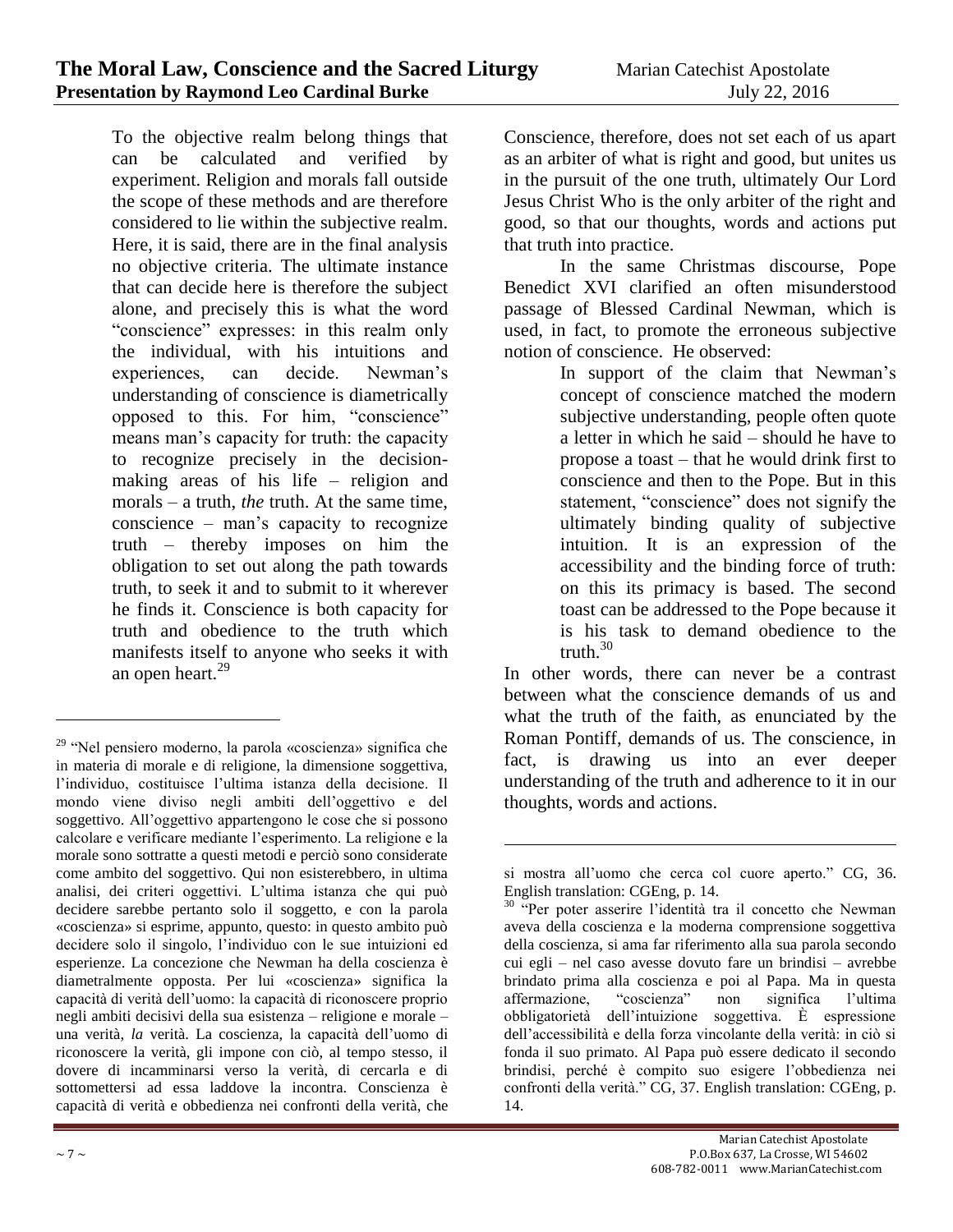To the objective realm belong things that can be calculated and verified by experiment. Religion and morals fall outside the scope of these methods and are therefore considered to lie within the subjective realm. Here, it is said, there are in the final analysis no objective criteria. The ultimate instance that can decide here is therefore the subject alone, and precisely this is what the word "conscience" expresses: in this realm only the individual, with his intuitions and experiences, can decide. Newman's understanding of conscience is diametrically opposed to this. For him, "conscience" means man's capacity for truth: the capacity to recognize precisely in the decision-making areas of his life – religion and morals – a truth, *the* truth. At the same time, conscience – man's capacity to recognize truth – thereby imposes on him the obligation to set out along the path towards truth, to seek it and to submit to it wherever he finds it. Conscience is both capacity for truth and obedience to the truth which manifests itself to anyone who seeks it with an open heart.[29]

Conscience, therefore, does not set each of us apart as an arbiter of what is right and good, but unites us in the pursuit of the one truth, ultimately Our Lord Jesus Christ Who is the only arbiter of the right and good, so that our thoughts, words and actions put that truth into practice.

In the same Christmas discourse, Pope Benedict XVI clarified an often misunderstood passage of Blessed Cardinal Newman, which is used, in fact, to promote the erroneous subjective notion of conscience. He observed:

> In support of the claim that Newman's concept of conscience matched the modern subjective understanding, people often quote a letter in which he said – should he have to propose a toast – that he would drink first to conscience and then to the Pope. But in this statement, "conscience" does not signify the ultimately binding quality of subjective intuition. It is an expression of the accessibility and the binding force of truth: on this its primacy is based. The second toast can be addressed to the Pope because it is his task to demand obedience to the truth.[30]

In other words, there can never be a contrast between what the conscience demands of us and what the truth of the faith, as enunciated by the Roman Pontiff, demands of us. The conscience, in fact, is drawing us into an ever deeper understanding of the truth and adherence to it in our thoughts, words and actions.

---

[29] "Nel pensiero moderno, la parola «coscienza» significa che in materia di morale e di religione, la dimensione soggettiva, l'individuo, costituisce l'ultima istanza della decisione. Il mondo viene diviso negli ambiti dell'oggettivo e del soggettivo. All'oggettivo appartengono le cose che si possono calcolare e verificare mediante l'esperimento. La religione e la morale sono sottratte a questi metodi e perciò sono considerate come ambito del soggettivo. Qui non esisterebbero, in ultima analisi, dei criteri oggettivi. L'ultima istanza che qui può decidere sarebbe pertanto solo il soggetto, e con la parola «coscienza» si esprime, appunto, questo: in questo ambito può decidere solo il singolo, l'individuo con le sue intuizioni ed esperienze. La concezione che Newman ha della coscienza è diametralmente opposta. Per lui «coscienza» significa la capacità di verità dell'uomo: la capacità di riconoscere proprio negli ambiti decisivi della sua esistenza – religione e morale – una verità, *la* verità. La coscienza, la capacità dell'uomo di riconoscere la verità, gli impone con ciò, al tempo stesso, il dovere di incamminarsi verso la verità, di cercarla e di sottomettersi ad essa laddove la incontra. Coscienza è capacità di verità e obbedienza nei confronti della verità, che si mostra all'uomo che cerca col cuore aperto." CG, 36. English translation: CGEng, p. 14.

[30] "Per poter asserire l'identità tra il concetto che Newman aveva della coscienza e la moderna comprensione soggettiva della coscienza, si ama far riferimento alla sua parola secondo cui egli – nel caso avesse dovuto fare un brindisi – avrebbe brindato prima alla coscienza e poi al Papa. Ma in questa affermazione, "coscienza" non significa l'ultima obbligatorietà dell'intuizione soggettiva. È espressione dell'accessibilità e della forza vincolante della verità: in ciò si fonda il suo primato. Al Papa può essere dedicato il secondo brindisi, perché è compito suo esigere l'obbedienza nei confronti della verità." CG, 37. English translation: CGEng, p. 14.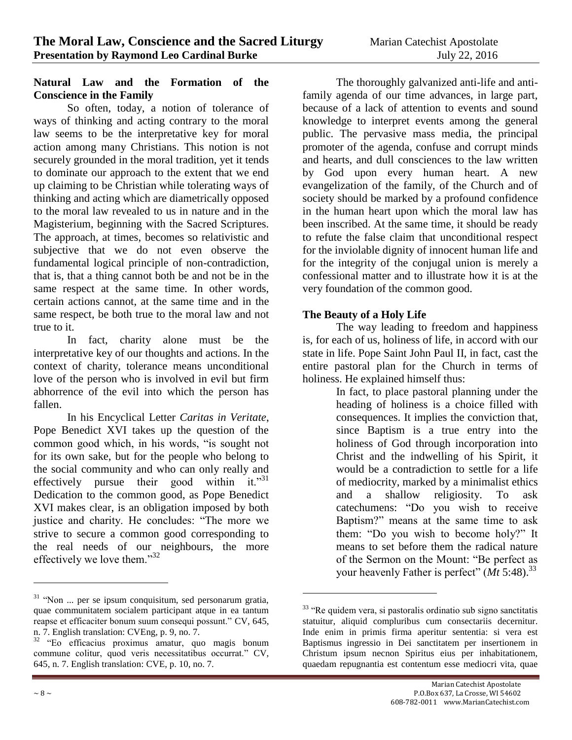### Natural Law and the Formation of the Conscience in the Family

So often, today, a notion of tolerance of ways of thinking and acting contrary to the moral law seems to be the interpretative key for moral action among many Christians. This notion is not securely grounded in the moral tradition, yet it tends to dominate our approach to the extent that we end up claiming to be Christian while tolerating ways of thinking and acting which are diametrically opposed to the moral law revealed to us in nature and in the Magisterium, beginning with the Sacred Scriptures. The approach, at times, becomes so relativistic and subjective that we do not even observe the fundamental logical principle of non-contradiction, that is, that a thing cannot both be and not be in the same respect at the same time. In other words, certain actions cannot, at the same time and in the same respect, be both true to the moral law and not true to it.

In fact, charity alone must be the interpretative key of our thoughts and actions. In the context of charity, tolerance means unconditional love of the person who is involved in evil but firm abhorrence of the evil into which the person has fallen.

In his Encyclical Letter *Caritas in Veritate*, Pope Benedict XVI takes up the question of the common good which, in his words, "is sought not for its own sake, but for the people who belong to the social community and who can only really and effectively pursue their good within it."[31] Dedication to the common good, as Pope Benedict XVI makes clear, is an obligation imposed by both justice and charity. He concludes: "The more we strive to secure a common good corresponding to the real needs of our neighbours, the more effectively we love them."[32]

The thoroughly galvanized anti-life and anti-family agenda of our time advances, in large part, because of a lack of attention to events and sound knowledge to interpret events among the general public. The pervasive mass media, the principal promoter of the agenda, confuse and corrupt minds and hearts, and dull consciences to the law written by God upon every human heart. A new evangelization of the family, of the Church and of society should be marked by a profound confidence in the human heart upon which the moral law has been inscribed. At the same time, it should be ready to refute the false claim that unconditional respect for the inviolable dignity of innocent human life and for the integrity of the conjugal union is merely a confessional matter and to illustrate how it is at the very foundation of the common good.

### The Beauty of a Holy Life

The way leading to freedom and happiness is, for each of us, holiness of life, in accord with our state in life. Pope Saint John Paul II, in fact, cast the entire pastoral plan for the Church in terms of holiness. He explained himself thus:

> In fact, to place pastoral planning under the heading of holiness is a choice filled with consequences. It implies the conviction that, since Baptism is a true entry into the holiness of God through incorporation into Christ and the indwelling of his Spirit, it would be a contradiction to settle for a life of mediocrity, marked by a minimalist ethics and a shallow religiosity. To ask catechumens: "Do you wish to receive Baptism?" means at the same time to ask them: "Do you wish to become holy?" It means to set before them the radical nature of the Sermon on the Mount: "Be perfect as your heavenly Father is perfect" (*Mt* 5:48).[33]

---

[31] "Non ... per se ipsum conquisitum, sed personarum gratia, quae communitatem socialem participant atque in ea tantum reapse et efficaciter bonum suum consequi possunt." CV, 645, n. 7. English translation: CVEng, p. 9, no. 7.

[32] "Eo efficacius proximus amatur, quo magis bonum commune colitur, quod veris necessitatibus occurrat." CV, 645, n. 7. English translation: CVE, p. 10, no. 7.

[33] "Re quidem vera, si pastoralis ordinatio sub signo sanctitatis statuitur, aliquid compluribus cum consectariis decernitur. Inde enim in primis firma aperitur sententia: si vera est Baptismus ingressio in Dei sanctitatem per insertionem in Christum ipsum necnon Spiritus eius per inhabitationem, quaedam repugnantia est contentum esse mediocri vita, quae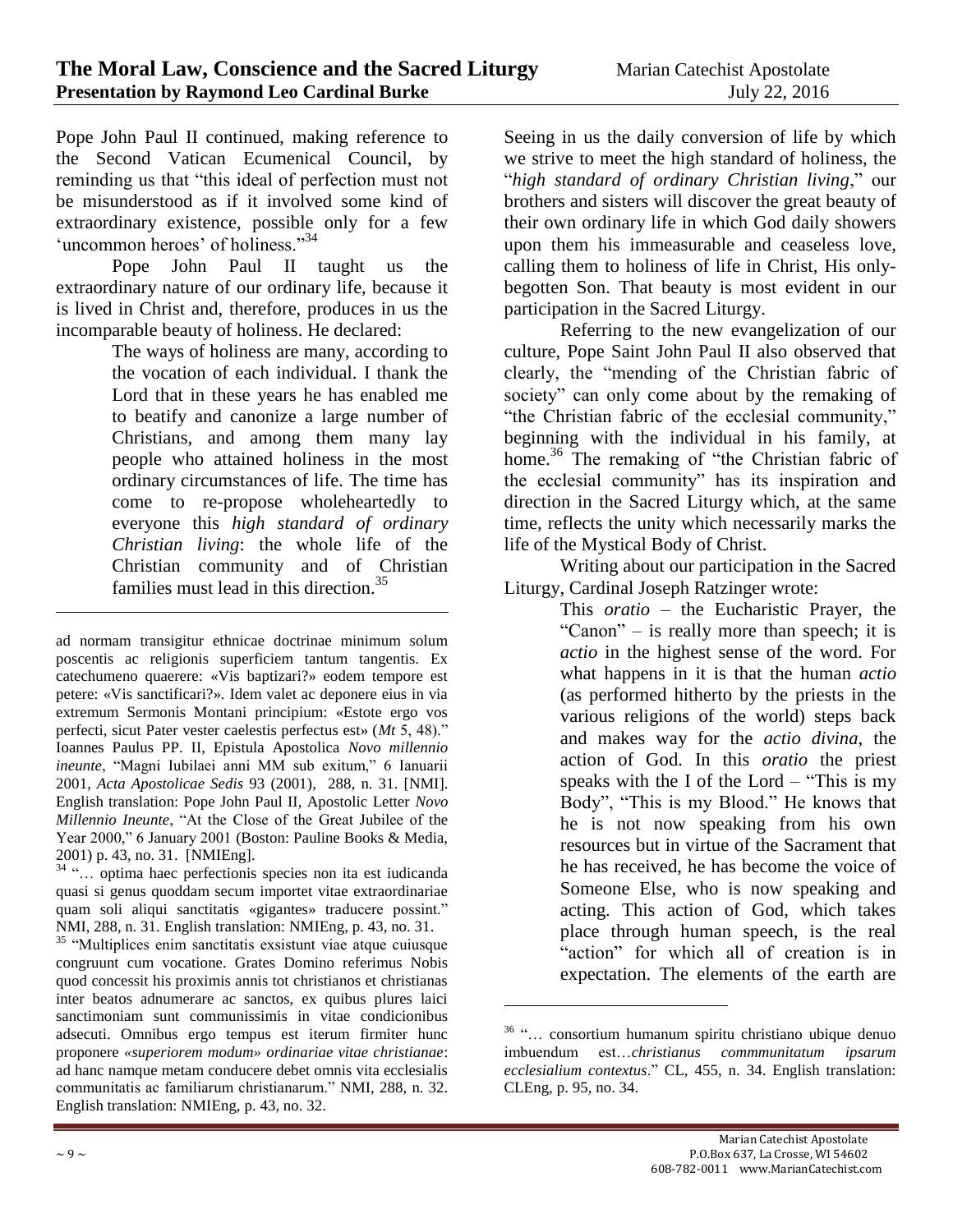Pope John Paul II continued, making reference to the Second Vatican Ecumenical Council, by reminding us that "this ideal of perfection must not be misunderstood as if it involved some kind of extraordinary existence, possible only for a few 'uncommon heroes' of holiness."[34]

Pope John Paul II taught us the extraordinary nature of our ordinary life, because it is lived in Christ and, therefore, produces in us the incomparable beauty of holiness. He declared:

> The ways of holiness are many, according to the vocation of each individual. I thank the Lord that in these years he has enabled me to beatify and canonize a large number of Christians, and among them many lay people who attained holiness in the most ordinary circumstances of life. The time has come to re-propose wholeheartedly to everyone this *high standard of ordinary Christian living*: the whole life of the Christian community and of Christian families must lead in this direction.[35]

Seeing in us the daily conversion of life by which we strive to meet the high standard of holiness, the "*high standard of ordinary Christian living*," our brothers and sisters will discover the great beauty of their own ordinary life in which God daily showers upon them his immeasurable and ceaseless love, calling them to holiness of life in Christ, His only-begotten Son. That beauty is most evident in our participation in the Sacred Liturgy.

Referring to the new evangelization of our culture, Pope Saint John Paul II also observed that clearly, the "mending of the Christian fabric of society" can only come about by the remaking of "the Christian fabric of the ecclesial community," beginning with the individual in his family, at home.[36] The remaking of "the Christian fabric of the ecclesial community" has its inspiration and direction in the Sacred Liturgy which, at the same time, reflects the unity which necessarily marks the life of the Mystical Body of Christ.

Writing about our participation in the Sacred Liturgy, Cardinal Joseph Ratzinger wrote:

> This *oratio* – the Eucharistic Prayer, the "Canon" – is really more than speech; it is *actio* in the highest sense of the word. For what happens in it is that the human *actio* (as performed hitherto by the priests in the various religions of the world) steps back and makes way for the *actio divina*, the action of God. In this *oratio* the priest speaks with the I of the Lord – "This is my Body", "This is my Blood." He knows that he is not now speaking from his own resources but in virtue of the Sacrament that he has received, he has become the voice of Someone Else, who is now speaking and acting. This action of God, which takes place through human speech, is the real "action" for which all of creation is in expectation. The elements of the earth are

---

ad normam transigitur ethnicae doctrinae minimum solum poscentis ac religionis superficiem tantum tangentis. Ex catechumeno quaerere: «Vis baptizari?» eodem tempore est petere: «Vis sanctificari?». Idem valet ac deponere eius in via extremum Sermonis Montani principium: «Estote ergo vos perfecti, sicut Pater vester caelestis perfectus est» (*Mt* 5, 48)." Ioannes Paulus PP. II, Epistula Apostolica *Novo millennio ineunte*, "Magni Iubilaei anni MM sub exitum," 6 Ianuarii 2001, *Acta Apostolicae Sedis* 93 (2001), 288, n. 31. [NMI]. English translation: Pope John Paul II, Apostolic Letter *Novo Millennio Ineunte*, "At the Close of the Great Jubilee of the Year 2000," 6 January 2001 (Boston: Pauline Books & Media, 2001) p. 43, no. 31. [NMIEng].

[34] "… optima haec perfectionis species non ita est iudicanda quasi si genus quoddam secum importet vitae extraordinariae quam soli aliqui sanctitatis «gigantes» traducere possint." NMI, 288, n. 31. English translation: NMIEng, p. 43, no. 31.

[35] "Multiplices enim sanctitatis exsistunt viae atque cuiusque congruunt cum vocatione. Grates Domino referimus Nobis quod concessit his proximis annis tot christianos et christianas inter beatos adnumerare ac sanctos, ex quibus plures laici sanctimoniam sunt communissimis in vitae condicionibus adsecuti. Omnibus ergo tempus est iterum firmiter hunc proponere *«superiorem modum» ordinariae vitae christianae*: ad hanc namque metam conducere debet omnis vita ecclesialis communitatis ac familiarum christianarum." NMI, 288, n. 32. English translation: NMIEng, p. 43, no. 32.

[36] "… consortium humanum spiritu christiano ubique denuo imbuendum est…*christianus commmunitatum ipsarum ecclesialium contextus*." CL, 455, n. 34. English translation: CLEng, p. 95, no. 34.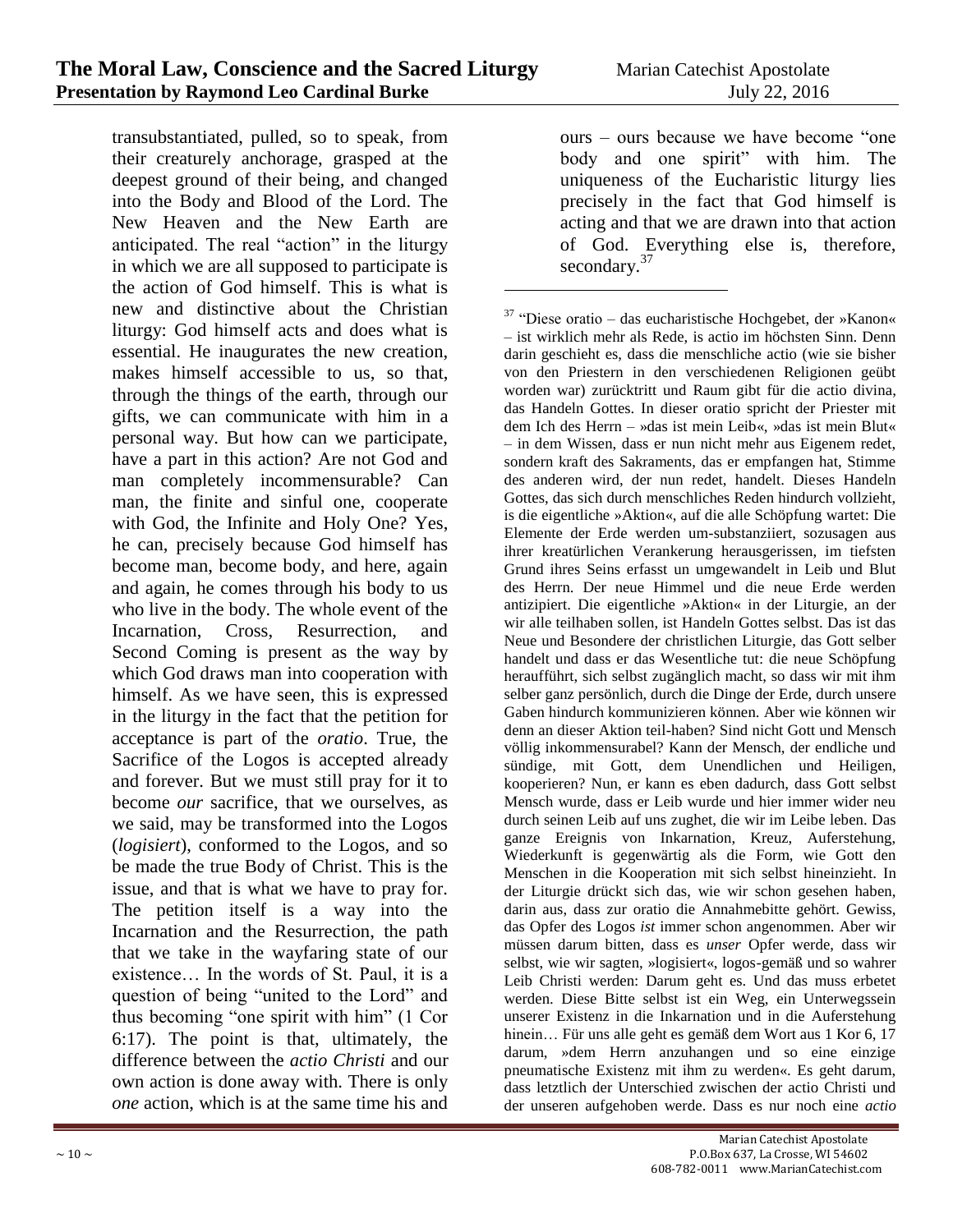transubstantiated, pulled, so to speak, from their creaturely anchorage, grasped at the deepest ground of their being, and changed into the Body and Blood of the Lord. The New Heaven and the New Earth are anticipated. The real "action" in the liturgy in which we are all supposed to participate is the action of God himself. This is what is new and distinctive about the Christian liturgy: God himself acts and does what is essential. He inaugurates the new creation, makes himself accessible to us, so that, through the things of the earth, through our gifts, we can communicate with him in a personal way. But how can we participate, have a part in this action? Are not God and man completely incommensurable? Can man, the finite and sinful one, cooperate with God, the Infinite and Holy One? Yes, he can, precisely because God himself has become man, become body, and here, again and again, he comes through his body to us who live in the body. The whole event of the Incarnation, Cross, Resurrection, and Second Coming is present as the way by which God draws man into cooperation with himself. As we have seen, this is expressed in the liturgy in the fact that the petition for acceptance is part of the *oratio*. True, the Sacrifice of the Logos is accepted already and forever. But we must still pray for it to become *our* sacrifice, that we ourselves, as we said, may be transformed into the Logos (*logisiert*), conformed to the Logos, and so be made the true Body of Christ. This is the issue, and that is what we have to pray for. The petition itself is a way into the Incarnation and the Resurrection, the path that we take in the wayfaring state of our existence… In the words of St. Paul, it is a question of being "united to the Lord" and thus becoming "one spirit with him" (1 Cor 6:17). The point is that, ultimately, the difference between the *actio Christi* and our own action is done away with. There is only *one* action, which is at the same time his and ours – ours because we have become "one body and one spirit" with him. The uniqueness of the Eucharistic liturgy lies precisely in the fact that God himself is acting and that we are drawn into that action of God. Everything else is, therefore, secondary.[37]

---

[37] "Diese oratio – das eucharistische Hochgebet, der »Kanon« – ist wirklich mehr als Rede, is actio im höchsten Sinn. Denn darin geschieht es, dass die menschliche actio (wie sie bisher von den Priestern in den verschiedenen Religionen geübt worden war) zurücktritt und Raum gibt für die actio divina, das Handeln Gottes. In dieser oratio spricht der Priester mit dem Ich des Herrn – »das ist mein Leib«, »das ist mein Blut« – in dem Wissen, dass er nun nicht mehr aus Eigenem redet, sondern kraft des Sakraments, das er empfangen hat, Stimme des anderen wird, der nun redet, handelt. Dieses Handeln Gottes, das sich durch menschliches Reden hindurch vollzieht, is die eigentliche »Aktion«, auf die alle Schöpfung wartet: Die Elemente der Erde werden um-substanziiert, sozusagen aus ihrer kreatürlichen Verankerung herausgerissen, im tiefsten Grund ihres Seins erfasst un umgewandelt in Leib und Blut des Herrn. Der neue Himmel und die neue Erde werden antizipiert. Die eigentliche »Aktion« in der Liturgie, an der wir alle teilhaben sollen, ist Handeln Gottes selbst. Das ist das Neue und Besondere der christlichen Liturgie, das Gott selber handelt und dass er das Wesentliche tut: die neue Schöpfung heraufführt, sich selbst zugänglich macht, so dass wir mit ihm selber ganz persönlich, durch die Dinge der Erde, durch unsere Gaben hindurch kommunizieren können. Aber wie können wir denn an dieser Aktion teil-haben? Sind nicht Gott und Mensch völlig inkommensurabel? Kann der Mensch, der endliche und sündige, mit Gott, dem Unendlichen und Heiligen, kooperieren? Nun, er kann es eben dadurch, dass Gott selbst Mensch wurde, dass er Leib wurde und hier immer wider neu durch seinen Leib auf uns zughet, die wir im Leibe leben. Das ganze Ereignis von Inkarnation, Kreuz, Auferstehung, Wiederkunft is gegenwärtig als die Form, wie Gott den Menschen in die Kooperation mit sich selbst hineinzieht. In der Liturgie drückt sich das, wie wir schon gesehen haben, darin aus, dass zur oratio die Annahmebitte gehört. Gewiss, das Opfer des Logos *ist* immer schon angenommen. Aber wir müssen darum bitten, dass es *unser* Opfer werde, dass wir selbst, wie wir sagten, »logisiert«, logos-gemäß und so wahrer Leib Christi werden: Darum geht es. Und das muss erbetet werden. Diese Bitte selbst ist ein Weg, ein Unterwegssein unserer Existenz in die Inkarnation und in die Auferstehung hinein… Für uns alle geht es gemäß dem Wort aus 1 Kor 6, 17 darum, »dem Herrn anzuhangen und so eine einzige pneumatische Existenz mit ihm zu werden«. Es geht darum, dass letztlich der Unterschied zwischen der actio Christi und der unseren aufgehoben werde. Dass es nur noch eine *actio*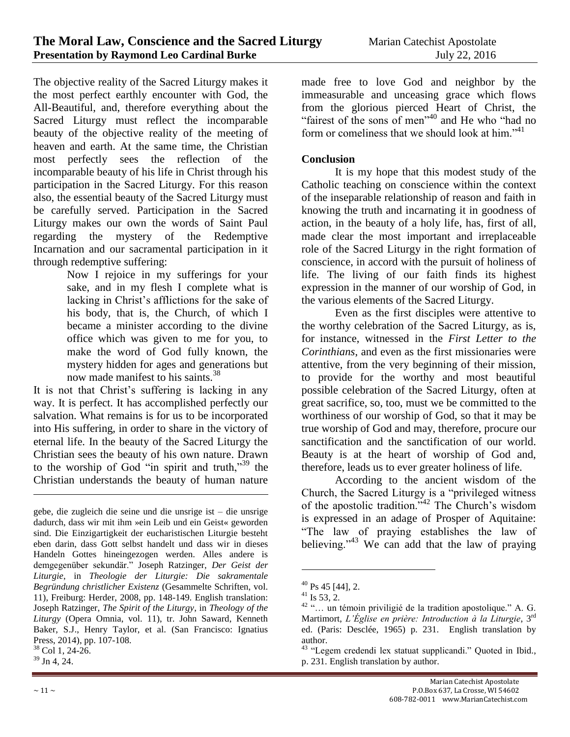The objective reality of the Sacred Liturgy makes it the most perfect earthly encounter with God, the All-Beautiful, and, therefore everything about the Sacred Liturgy must reflect the incomparable beauty of the objective reality of the meeting of heaven and earth. At the same time, the Christian most perfectly sees the reflection of the incomparable beauty of his life in Christ through his participation in the Sacred Liturgy. For this reason also, the essential beauty of the Sacred Liturgy must be carefully served. Participation in the Sacred Liturgy makes our own the words of Saint Paul regarding the mystery of the Redemptive Incarnation and our sacramental participation in it through redemptive suffering:

> Now I rejoice in my sufferings for your sake, and in my flesh I complete what is lacking in Christ's afflictions for the sake of his body, that is, the Church, of which I became a minister according to the divine office which was given to me for you, to make the word of God fully known, the mystery hidden for ages and generations but now made manifest to his saints.[38]

It is not that Christ's suffering is lacking in any way. It is perfect. It has accomplished perfectly our salvation. What remains is for us to be incorporated into His suffering, in order to share in the victory of eternal life. In the beauty of the Sacred Liturgy the Christian sees the beauty of his own nature. Drawn to the worship of God "in spirit and truth,"[39] the Christian understands the beauty of human nature made free to love God and neighbor by the immeasurable and unceasing grace which flows from the glorious pierced Heart of Christ, the "fairest of the sons of men"[40] and He who "had no form or comeliness that we should look at him."[41]

## Conclusion

It is my hope that this modest study of the Catholic teaching on conscience within the context of the inseparable relationship of reason and faith in knowing the truth and incarnating it in goodness of action, in the beauty of a holy life, has, first of all, made clear the most important and irreplaceable role of the Sacred Liturgy in the right formation of conscience, in accord with the pursuit of holiness of life. The living of our faith finds its highest expression in the manner of our worship of God, in the various elements of the Sacred Liturgy.

Even as the first disciples were attentive to the worthy celebration of the Sacred Liturgy, as is, for instance, witnessed in the *First Letter to the Corinthians*, and even as the first missionaries were attentive, from the very beginning of their mission, to provide for the worthy and most beautiful possible celebration of the Sacred Liturgy, often at great sacrifice, so, too, must we be committed to the worthiness of our worship of God, so that it may be true worship of God and may, therefore, procure our sanctification and the sanctification of our world. Beauty is at the heart of worship of God and, therefore, leads us to ever greater holiness of life.

According to the ancient wisdom of the Church, the Sacred Liturgy is a "privileged witness of the apostolic tradition."[42] The Church's wisdom is expressed in an adage of Prosper of Aquitaine: "The law of praying establishes the law of believing."[43] We can add that the law of praying

---

gebe, die zugleich die seine und die unsrige ist – die unsrige dadurch, dass wir mit ihm »ein Leib und ein Geist« geworden sind. Die Einzigartigkeit der eucharistischen Liturgie besteht eben darin, dass Gott selbst handelt und dass wir in dieses Handeln Gottes hineingezogen werden. Alles andere is demgegenüber sekundär." Joseph Ratzinger, *Der Geist der Liturgie*, in *Theologie der Liturgie: Die sakramentale Begründung christlicher Existenz* (Gesammelte Schriften, vol. 11), Freiburg: Herder, 2008, pp. 148-149. English translation: Joseph Ratzinger, *The Spirit of the Liturgy*, in *Theology of the Liturgy* (Opera Omnia, vol. 11), tr. John Saward, Kenneth Baker, S.J., Henry Taylor, et al. (San Francisco: Ignatius Press, 2014), pp. 107-108.

[38] Col 1, 24-26.

[39] Jn 4, 24.

[40] Ps 45 [44], 2.

[41] Is 53, 2.

[42] "… un témoin priviligié de la tradition apostolique." A. G. Martimort, *L'Église en prière: Introduction à la Liturgie*, 3rd ed. (Paris: Desclée, 1965) p. 231. English translation by author.

[43] "Legem credendi lex statuat supplicandi." Quoted in Ibid., p. 231. English translation by author.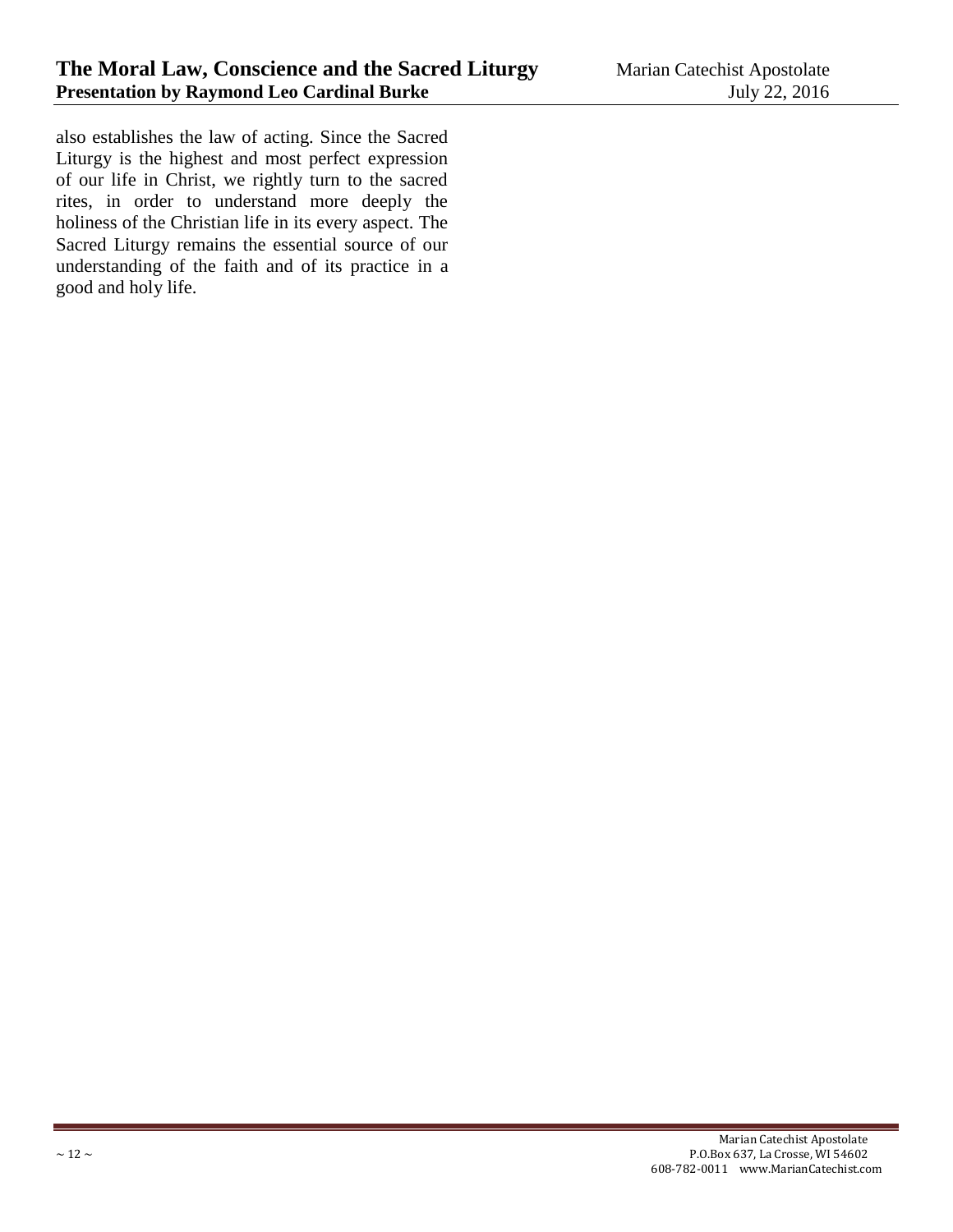also establishes the law of acting. Since the Sacred Liturgy is the highest and most perfect expression of our life in Christ, we rightly turn to the sacred rites, in order to understand more deeply the holiness of the Christian life in its every aspect. The Sacred Liturgy remains the essential source of our understanding of the faith and of its practice in a good and holy life.